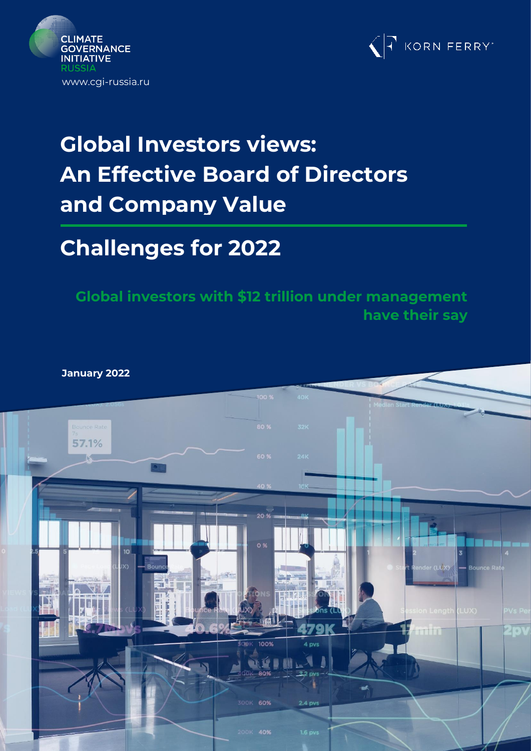CLIMATE GOVERNANCE INITIATIVE RUSSIA

www.cgi-russia.ru

KORN FERRY

# Global Investors views: An Effective Board of Directors and Company Value

## Challenges for 2022

**Global investors with $12 trillion under management have their say**

**January 2022**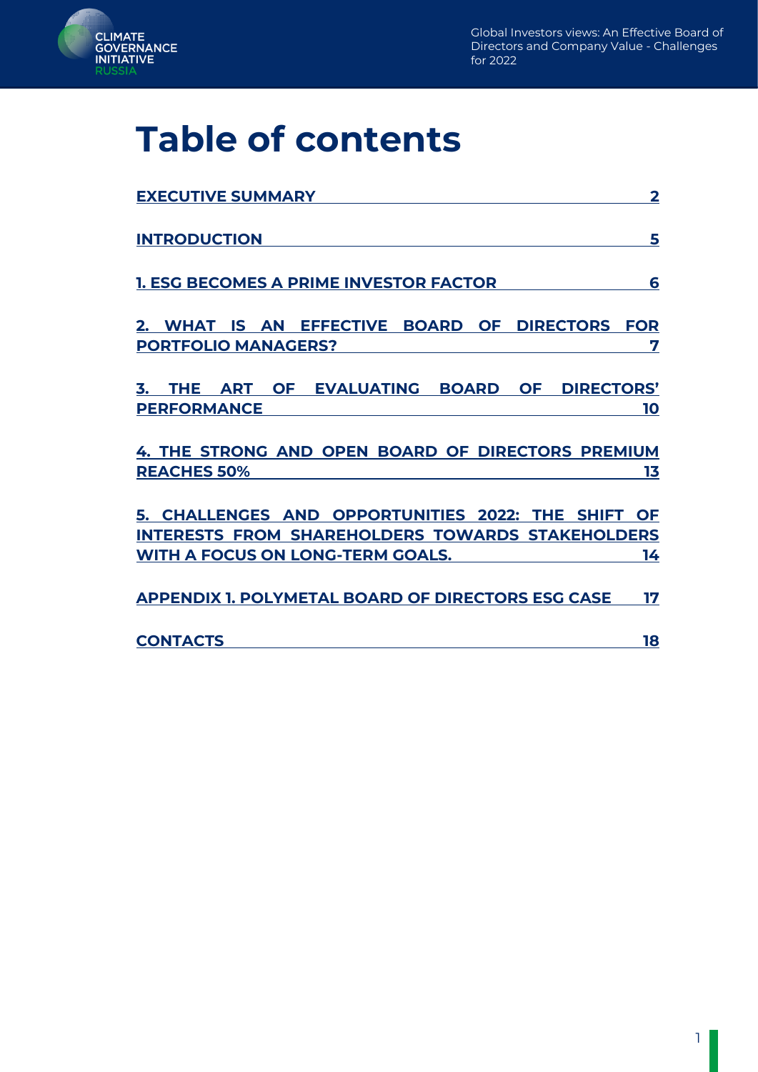# Table of contents

| | |
|---|---|
| EXECUTIVE SUMMARY | 2 |
| INTRODUCTION | 5 |
| 1. ESG BECOMES A PRIME INVESTOR FACTOR | 6 |
| 2. WHAT IS AN EFFECTIVE BOARD OF DIRECTORS FOR PORTFOLIO MANAGERS? | 7 |
| 3. THE ART OF EVALUATING BOARD OF DIRECTORS' PERFORMANCE | 10 |
| 4. THE STRONG AND OPEN BOARD OF DIRECTORS PREMIUM REACHES 50% | 13 |
| 5. CHALLENGES AND OPPORTUNITIES 2022: THE SHIFT OF INTERESTS FROM SHAREHOLDERS TOWARDS STAKEHOLDERS WITH A FOCUS ON LONG-TERM GOALS. | 14 |
| APPENDIX 1. POLYMETAL BOARD OF DIRECTORS ESG CASE | 17 |
| CONTACTS | 18 |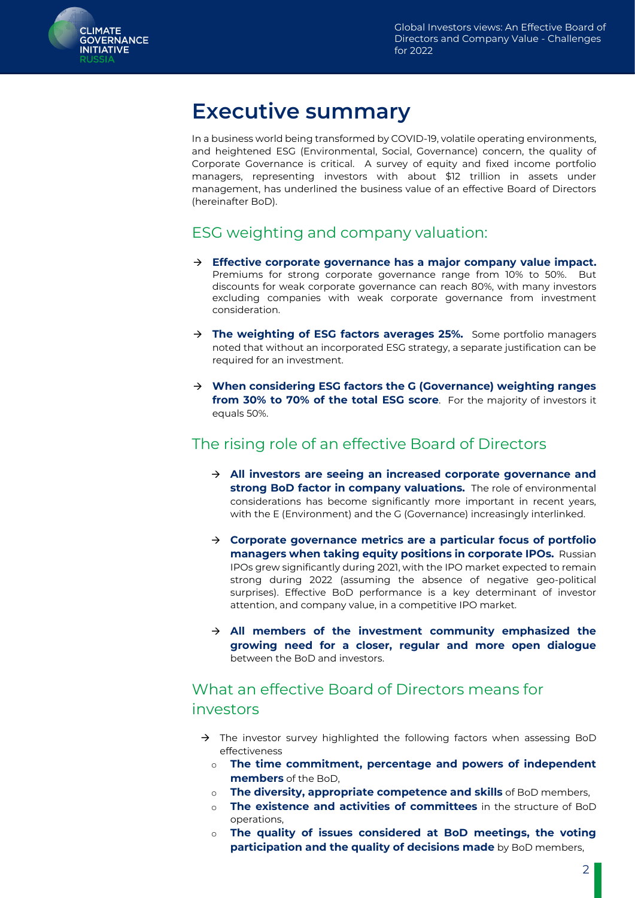# Executive summary

In a business world being transformed by COVID-19, volatile operating environments, and heightened ESG (Environmental, Social, Governance) concern, the quality of Corporate Governance is critical. A survey of equity and fixed income portfolio managers, representing investors with about $12 trillion in assets under management, has underlined the business value of an effective Board of Directors (hereinafter BoD).

## ESG weighting and company valuation:

→ **Effective corporate governance has a major company value impact.** Premiums for strong corporate governance range from 10% to 50%. But discounts for weak corporate governance can reach 80%, with many investors excluding companies with weak corporate governance from investment consideration.

→ **The weighting of ESG factors averages 25%.** Some portfolio managers noted that without an incorporated ESG strategy, a separate justification can be required for an investment.

→ **When considering ESG factors the G (Governance) weighting ranges from 30% to 70% of the total ESG score**. For the majority of investors it equals 50%.

## The rising role of an effective Board of Directors

→ **All investors are seeing an increased corporate governance and strong BoD factor in company valuations.** The role of environmental considerations has become significantly more important in recent years, with the E (Environment) and the G (Governance) increasingly interlinked.

→ **Corporate governance metrics are a particular focus of portfolio managers when taking equity positions in corporate IPOs.** Russian IPOs grew significantly during 2021, with the IPO market expected to remain strong during 2022 (assuming the absence of negative geo-political surprises). Effective BoD performance is a key determinant of investor attention, and company value, in a competitive IPO market.

→ **All members of the investment community emphasized the growing need for a closer, regular and more open dialogue** between the BoD and investors.

## What an effective Board of Directors means for investors

→ The investor survey highlighted the following factors when assessing BoD effectiveness

- **The time commitment, percentage and powers of independent members** of the BoD,
- **The diversity, appropriate competence and skills** of BoD members,
- **The existence and activities of committees** in the structure of BoD operations,
- **The quality of issues considered at BoD meetings, the voting participation and the quality of decisions made** by BoD members,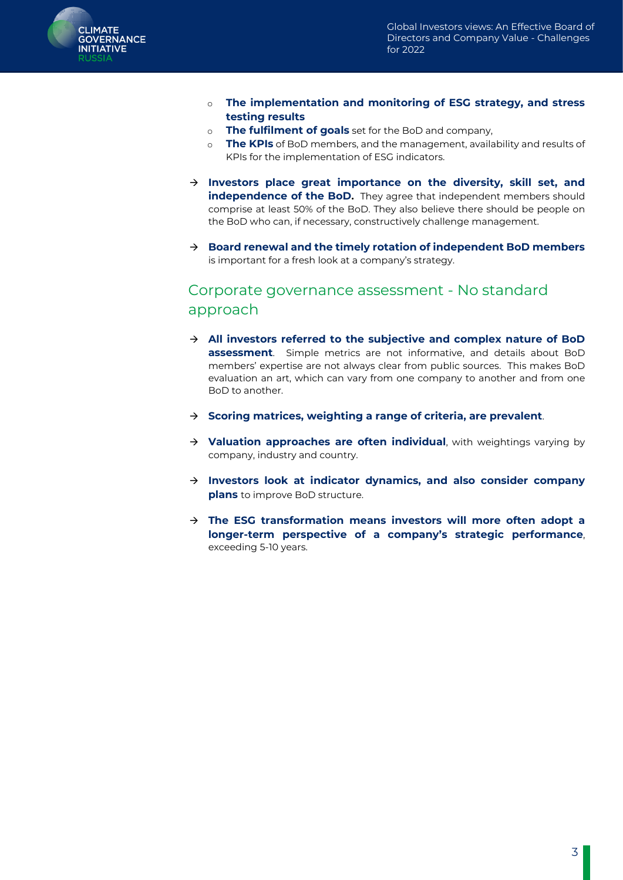- **The implementation and monitoring of ESG strategy, and stress testing results**
  - **The fulfilment of goals** set for the BoD and company,
  - **The KPIs** of BoD members, and the management, availability and results of KPIs for the implementation of ESG indicators.

- **Investors place great importance on the diversity, skill set, and independence of the BoD.** They agree that independent members should comprise at least 50% of the BoD. They also believe there should be people on the BoD who can, if necessary, constructively challenge management.

- **Board renewal and the timely rotation of independent BoD members** is important for a fresh look at a company's strategy.

## Corporate governance assessment - No standard approach

- **All investors referred to the subjective and complex nature of BoD assessment**. Simple metrics are not informative, and details about BoD members' expertise are not always clear from public sources. This makes BoD evaluation an art, which can vary from one company to another and from one BoD to another.

- **Scoring matrices, weighting a range of criteria, are prevalent**.

- **Valuation approaches are often individual**, with weightings varying by company, industry and country.

- **Investors look at indicator dynamics, and also consider company plans** to improve BoD structure.

- **The ESG transformation means investors will more often adopt a longer-term perspective of a company's strategic performance**, exceeding 5-10 years.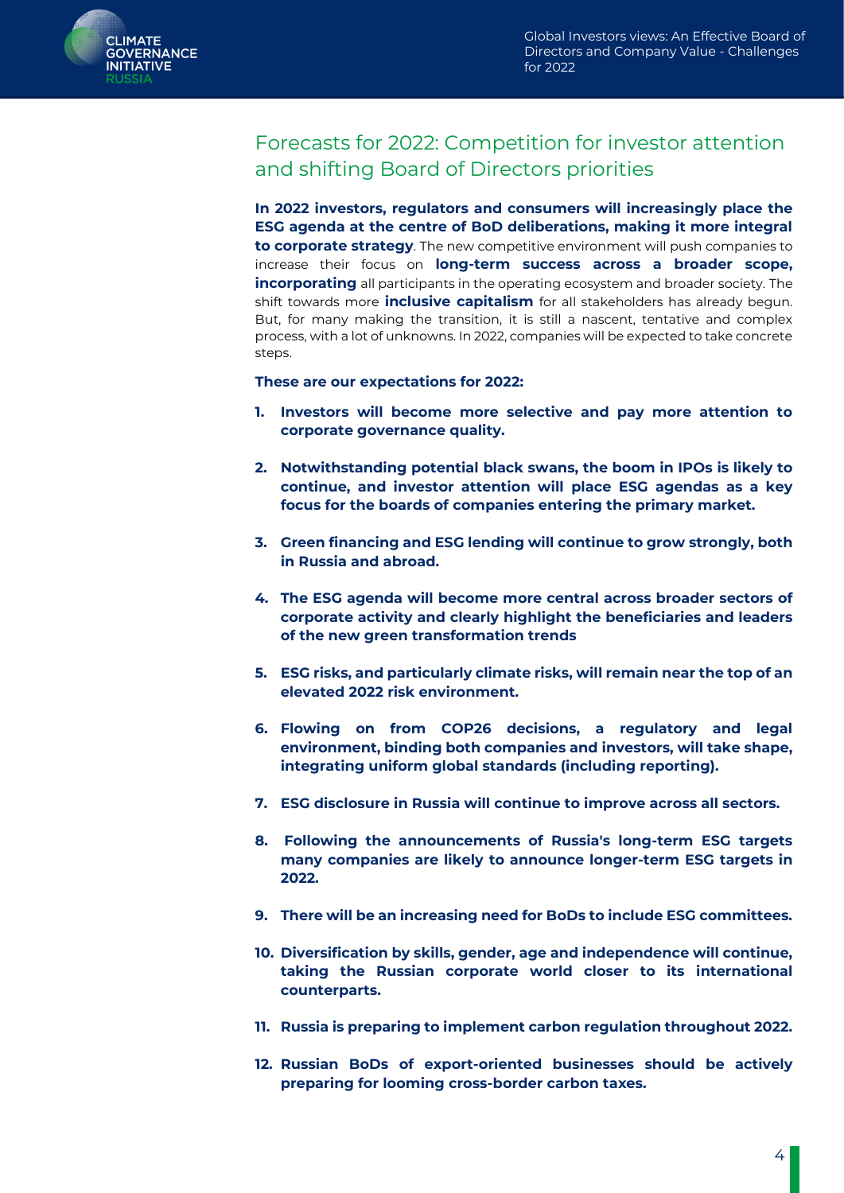## Forecasts for 2022: Competition for investor attention and shifting Board of Directors priorities

**In 2022 investors, regulators and consumers will increasingly place the ESG agenda at the centre of BoD deliberations, making it more integral to corporate strategy**. The new competitive environment will push companies to increase their focus on **long-term success across a broader scope, incorporating** all participants in the operating ecosystem and broader society. The shift towards more **inclusive capitalism** for all stakeholders has already begun. But, for many making the transition, it is still a nascent, tentative and complex process, with a lot of unknowns. In 2022, companies will be expected to take concrete steps.

**These are our expectations for 2022:**

1. **Investors will become more selective and pay more attention to corporate governance quality.**
2. **Notwithstanding potential black swans, the boom in IPOs is likely to continue, and investor attention will place ESG agendas as a key focus for the boards of companies entering the primary market.**
3. **Green financing and ESG lending will continue to grow strongly, both in Russia and abroad.**
4. **The ESG agenda will become more central across broader sectors of corporate activity and clearly highlight the beneficiaries and leaders of the new green transformation trends**
5. **ESG risks, and particularly climate risks, will remain near the top of an elevated 2022 risk environment.**
6. **Flowing on from COP26 decisions, a regulatory and legal environment, binding both companies and investors, will take shape, integrating uniform global standards (including reporting).**
7. **ESG disclosure in Russia will continue to improve across all sectors.**
8. **Following the announcements of Russia's long-term ESG targets many companies are likely to announce longer-term ESG targets in 2022.**
9. **There will be an increasing need for BoDs to include ESG committees.**
10. **Diversification by skills, gender, age and independence will continue, taking the Russian corporate world closer to its international counterparts.**
11. **Russia is preparing to implement carbon regulation throughout 2022.**
12. **Russian BoDs of export-oriented businesses should be actively preparing for looming cross-border carbon taxes.**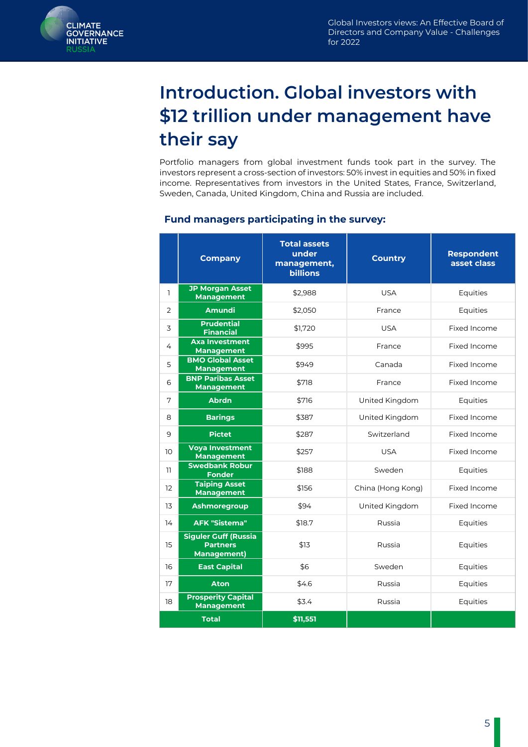# Introduction. Global investors with $12 trillion under management have their say

Portfolio managers from global investment funds took part in the survey. The investors represent a cross-section of investors: 50% invest in equities and 50% in fixed income. Representatives from investors in the United States, France, Switzerland, Sweden, Canada, United Kingdom, China and Russia are included.

### Fund managers participating in the survey:

| | Company | Total assets under management, billions | Country | Respondent asset class |
|---|---|---|---|---|
| 1 | JP Morgan Asset Management | $2,988 | USA | Equities |
| 2 | Amundi | $2,050 | France | Equities |
| 3 | Prudential Financial | $1,720 | USA | Fixed Income |
| 4 | Axa Investment Management | $995 | France | Fixed Income |
| 5 | BMO Global Asset Management | $949 | Canada | Fixed Income |
| 6 | BNP Paribas Asset Management | $718 | France | Fixed Income |
| 7 | Abrdn | $716 | United Kingdom | Equities |
| 8 | Barings | $387 | United Kingdom | Fixed Income |
| 9 | Pictet | $287 | Switzerland | Fixed Income |
| 10 | Voya Investment Management | $257 | USA | Fixed Income |
| 11 | Swedbank Robur Fonder | $188 | Sweden | Equities |
| 12 | Taiping Asset Management | $156 | China (Hong Kong) | Fixed Income |
| 13 | Ashmoregroup | $94 | United Kingdom | Fixed Income |
| 14 | AFK "Sistema" | $18.7 | Russia | Equities |
| 15 | Siguler Guff (Russia Partners Management) | $13 | Russia | Equities |
| 16 | East Capital | $6 | Sweden | Equities |
| 17 | Aton | $4.6 | Russia | Equities |
| 18 | Prosperity Capital Management | $3.4 | Russia | Equities |
| | **Total** | **$11,551** | | |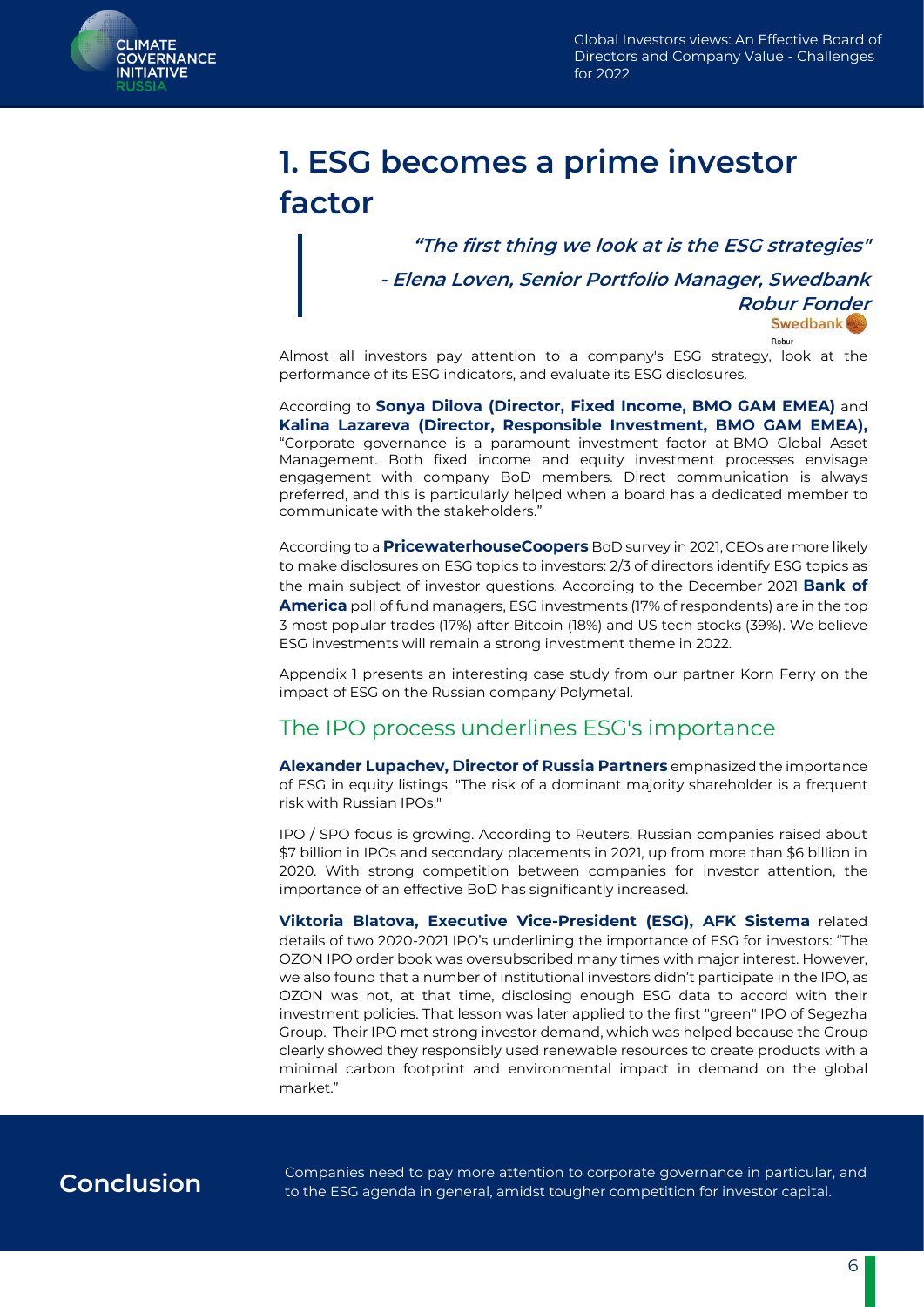# 1. ESG becomes a prime investor factor

> ***"The first thing we look at is the ESG strategies"***
>
> ***- Elena Loven, Senior Portfolio Manager, Swedbank Robur Fonder***

Almost all investors pay attention to a company's ESG strategy, look at the performance of its ESG indicators, and evaluate its ESG disclosures.

According to **Sonya Dilova (Director, Fixed Income, BMO GAM EMEA)** and **Kalina Lazareva (Director, Responsible Investment, BMO GAM EMEA),** "Corporate governance is a paramount investment factor at BMO Global Asset Management. Both fixed income and equity investment processes envisage engagement with company BoD members. Direct communication is always preferred, and this is particularly helped when a board has a dedicated member to communicate with the stakeholders."

According to a **PricewaterhouseCoopers** BoD survey in 2021, CEOs are more likely to make disclosures on ESG topics to investors: 2/3 of directors identify ESG topics as the main subject of investor questions. According to the December 2021 **Bank of America** poll of fund managers, ESG investments (17% of respondents) are in the top 3 most popular trades (17%) after Bitcoin (18%) and US tech stocks (39%). We believe ESG investments will remain a strong investment theme in 2022.

Appendix 1 presents an interesting case study from our partner Korn Ferry on the impact of ESG on the Russian company Polymetal.

## The IPO process underlines ESG's importance

**Alexander Lupachev, Director of Russia Partners** emphasized the importance of ESG in equity listings. "The risk of a dominant majority shareholder is a frequent risk with Russian IPOs."

IPO / SPO focus is growing. According to Reuters, Russian companies raised about $7 billion in IPOs and secondary placements in 2021, up from more than $6 billion in 2020. With strong competition between companies for investor attention, the importance of an effective BoD has significantly increased.

**Viktoria Blatova, Executive Vice-President (ESG), AFK Sistema** related details of two 2020-2021 IPO's underlining the importance of ESG for investors: "The OZON IPO order book was oversubscribed many times with major interest. However, we also found that a number of institutional investors didn't participate in the IPO, as OZON was not, at that time, disclosing enough ESG data to accord with their investment policies. That lesson was later applied to the first "green" IPO of Segezha Group. Their IPO met strong investor demand, which was helped because the Group clearly showed they responsibly used renewable resources to create products with a minimal carbon footprint and environmental impact in demand on the global market."

## Conclusion

Companies need to pay more attention to corporate governance in particular, and to the ESG agenda in general, amidst tougher competition for investor capital.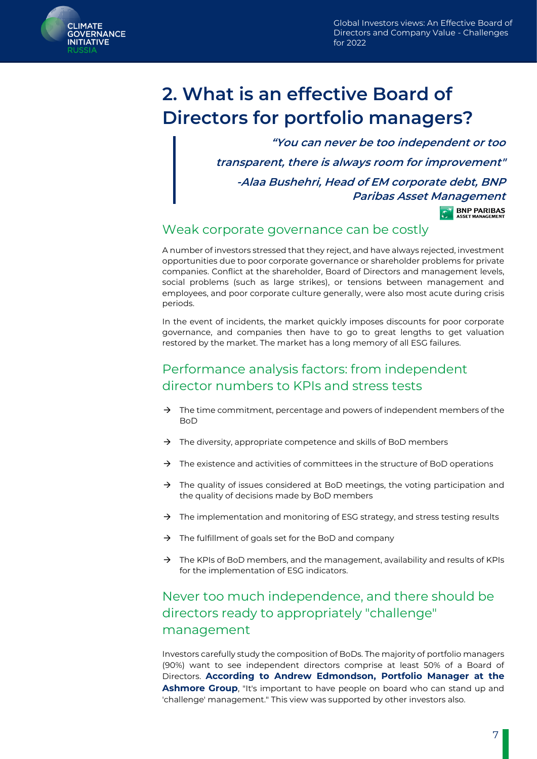# 2. What is an effective Board of Directors for portfolio managers?

> ***"You can never be too independent or too transparent, there is always room for improvement"***
>
> ***-Alaa Bushehri, Head of EM corporate debt, BNP Paribas Asset Management***

## Weak corporate governance can be costly

A number of investors stressed that they reject, and have always rejected, investment opportunities due to poor corporate governance or shareholder problems for private companies. Conflict at the shareholder, Board of Directors and management levels, social problems (such as large strikes), or tensions between management and employees, and poor corporate culture generally, were also most acute during crisis periods.

In the event of incidents, the market quickly imposes discounts for poor corporate governance, and companies then have to go to great lengths to get valuation restored by the market. The market has a long memory of all ESG failures.

## Performance analysis factors: from independent director numbers to KPIs and stress tests

- The time commitment, percentage and powers of independent members of the BoD
- The diversity, appropriate competence and skills of BoD members
- The existence and activities of committees in the structure of BoD operations
- The quality of issues considered at BoD meetings, the voting participation and the quality of decisions made by BoD members
- The implementation and monitoring of ESG strategy, and stress testing results
- The fulfillment of goals set for the BoD and company
- The KPIs of BoD members, and the management, availability and results of KPIs for the implementation of ESG indicators.

## Never too much independence, and there should be directors ready to appropriately "challenge" management

Investors carefully study the composition of BoDs. The majority of portfolio managers (90%) want to see independent directors comprise at least 50% of a Board of Directors. **According to Andrew Edmondson, Portfolio Manager at the Ashmore Group**, "It's important to have people on board who can stand up and 'challenge' management." This view was supported by other investors also.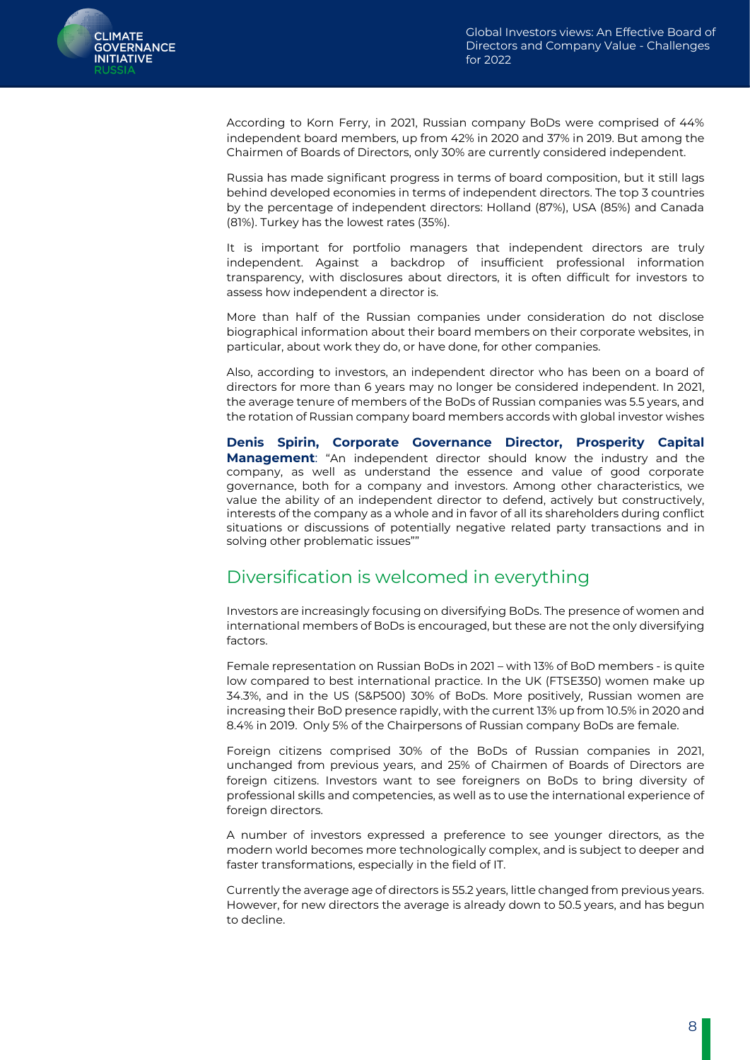According to Korn Ferry, in 2021, Russian company BoDs were comprised of 44% independent board members, up from 42% in 2020 and 37% in 2019. But among the Chairmen of Boards of Directors, only 30% are currently considered independent.

Russia has made significant progress in terms of board composition, but it still lags behind developed economies in terms of independent directors. The top 3 countries by the percentage of independent directors: Holland (87%), USA (85%) and Canada (81%). Turkey has the lowest rates (35%).

It is important for portfolio managers that independent directors are truly independent. Against a backdrop of insufficient professional information transparency, with disclosures about directors, it is often difficult for investors to assess how independent a director is.

More than half of the Russian companies under consideration do not disclose biographical information about their board members on their corporate websites, in particular, about work they do, or have done, for other companies.

Also, according to investors, an independent director who has been on a board of directors for more than 6 years may no longer be considered independent. In 2021, the average tenure of members of the BoDs of Russian companies was 5.5 years, and the rotation of Russian company board members accords with global investor wishes

**Denis Spirin, Corporate Governance Director, Prosperity Capital Management**: "An independent director should know the industry and the company, as well as understand the essence and value of good corporate governance, both for a company and investors. Among other characteristics, we value the ability of an independent director to defend, actively but constructively, interests of the company as a whole and in favor of all its shareholders during conflict situations or discussions of potentially negative related party transactions and in solving other problematic issues""

## Diversification is welcomed in everything

Investors are increasingly focusing on diversifying BoDs. The presence of women and international members of BoDs is encouraged, but these are not the only diversifying factors.

Female representation on Russian BoDs in 2021 – with 13% of BoD members - is quite low compared to best international practice. In the UK (FTSE350) women make up 34.3%, and in the US (S&P500) 30% of BoDs. More positively, Russian women are increasing their BoD presence rapidly, with the current 13% up from 10.5% in 2020 and 8.4% in 2019. Only 5% of the Chairpersons of Russian company BoDs are female.

Foreign citizens comprised 30% of the BoDs of Russian companies in 2021, unchanged from previous years, and 25% of Chairmen of Boards of Directors are foreign citizens. Investors want to see foreigners on BoDs to bring diversity of professional skills and competencies, as well as to use the international experience of foreign directors.

A number of investors expressed a preference to see younger directors, as the modern world becomes more technologically complex, and is subject to deeper and faster transformations, especially in the field of IT.

Currently the average age of directors is 55.2 years, little changed from previous years. However, for new directors the average is already down to 50.5 years, and has begun to decline.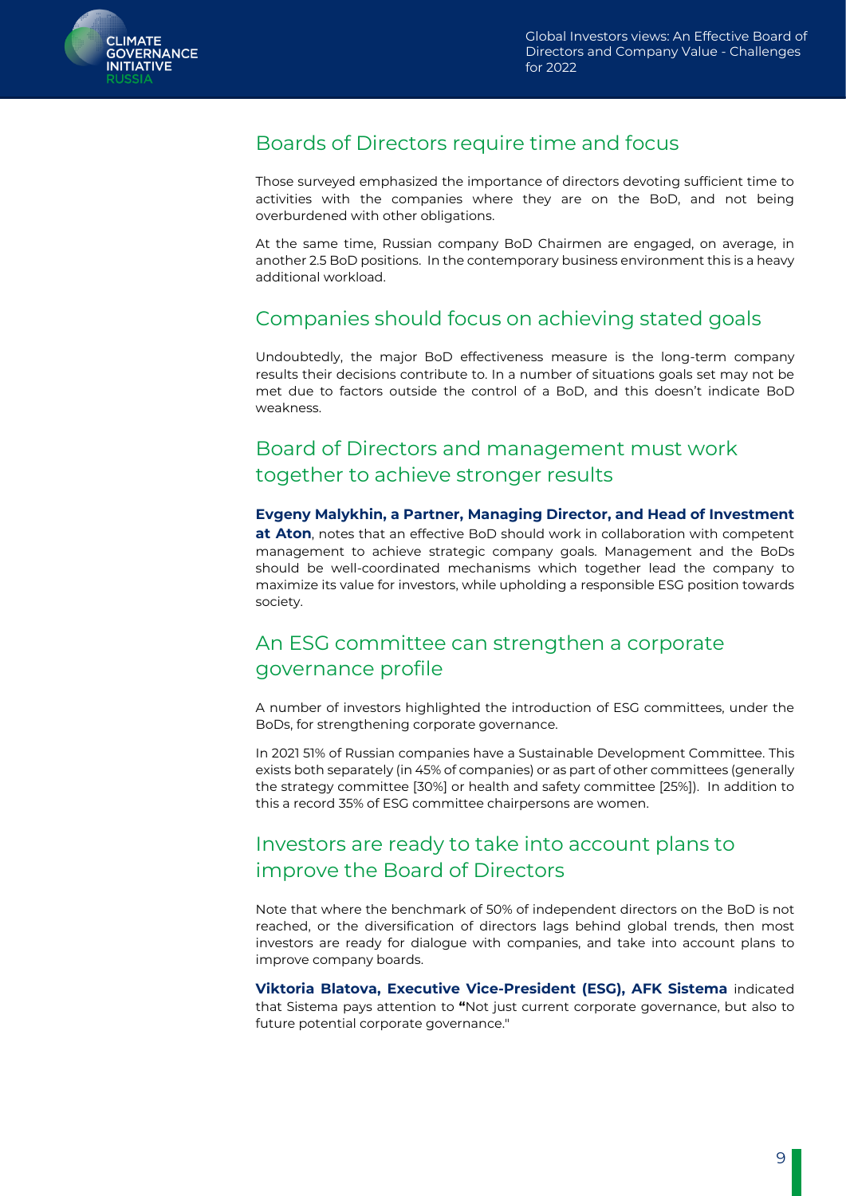## Boards of Directors require time and focus

Those surveyed emphasized the importance of directors devoting sufficient time to activities with the companies where they are on the BoD, and not being overburdened with other obligations.

At the same time, Russian company BoD Chairmen are engaged, on average, in another 2.5 BoD positions. In the contemporary business environment this is a heavy additional workload.

## Companies should focus on achieving stated goals

Undoubtedly, the major BoD effectiveness measure is the long-term company results their decisions contribute to. In a number of situations goals set may not be met due to factors outside the control of a BoD, and this doesn't indicate BoD weakness.

## Board of Directors and management must work together to achieve stronger results

**Evgeny Malykhin, a Partner, Managing Director, and Head of Investment at Aton**, notes that an effective BoD should work in collaboration with competent management to achieve strategic company goals. Management and the BoDs should be well-coordinated mechanisms which together lead the company to maximize its value for investors, while upholding a responsible ESG position towards society.

## An ESG committee can strengthen a corporate governance profile

A number of investors highlighted the introduction of ESG committees, under the BoDs, for strengthening corporate governance.

In 2021 51% of Russian companies have a Sustainable Development Committee. This exists both separately (in 45% of companies) or as part of other committees (generally the strategy committee [30%] or health and safety committee [25%]). In addition to this a record 35% of ESG committee chairpersons are women.

## Investors are ready to take into account plans to improve the Board of Directors

Note that where the benchmark of 50% of independent directors on the BoD is not reached, or the diversification of directors lags behind global trends, then most investors are ready for dialogue with companies, and take into account plans to improve company boards.

**Viktoria Blatova, Executive Vice-President (ESG), AFK Sistema** indicated that Sistema pays attention to **"**Not just current corporate governance, but also to future potential corporate governance."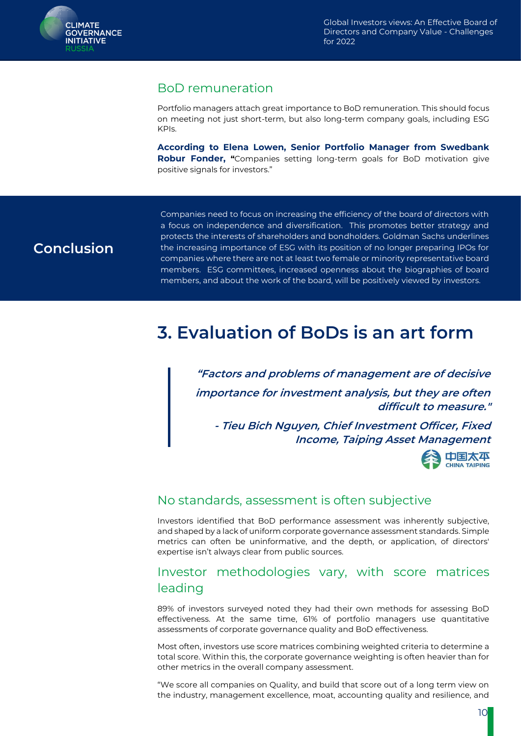## BoD remuneration

Portfolio managers attach great importance to BoD remuneration. This should focus on meeting not just short-term, but also long-term company goals, including ESG KPIs.

**According to Elena Lowen, Senior Portfolio Manager from Swedbank Robur Fonder, "**Companies setting long-term goals for BoD motivation give positive signals for investors."

## Conclusion

Companies need to focus on increasing the efficiency of the board of directors with a focus on independence and diversification. This promotes better strategy and protects the interests of shareholders and bondholders. Goldman Sachs underlines the increasing importance of ESG with its position of no longer preparing IPOs for companies where there are not at least two female or minority representative board members. ESG committees, increased openness about the biographies of board members, and about the work of the board, will be positively viewed by investors.

# 3. Evaluation of BoDs is an art form

> ***"Factors and problems of management are of decisive importance for investment analysis, but they are often difficult to measure."***
>
> ***- Tieu Bich Nguyen, Chief Investment Officer, Fixed Income, Taiping Asset Management***

中国太平 CHINA TAIPING

## No standards, assessment is often subjective

Investors identified that BoD performance assessment was inherently subjective, and shaped by a lack of uniform corporate governance assessment standards. Simple metrics can often be uninformative, and the depth, or application, of directors' expertise isn't always clear from public sources.

## Investor methodologies vary, with score matrices leading

89% of investors surveyed noted they had their own methods for assessing BoD effectiveness. At the same time, 61% of portfolio managers use quantitative assessments of corporate governance quality and BoD effectiveness.

Most often, investors use score matrices combining weighted criteria to determine a total score. Within this, the corporate governance weighting is often heavier than for other metrics in the overall company assessment.

"We score all companies on Quality, and build that score out of a long term view on the industry, management excellence, moat, accounting quality and resilience, and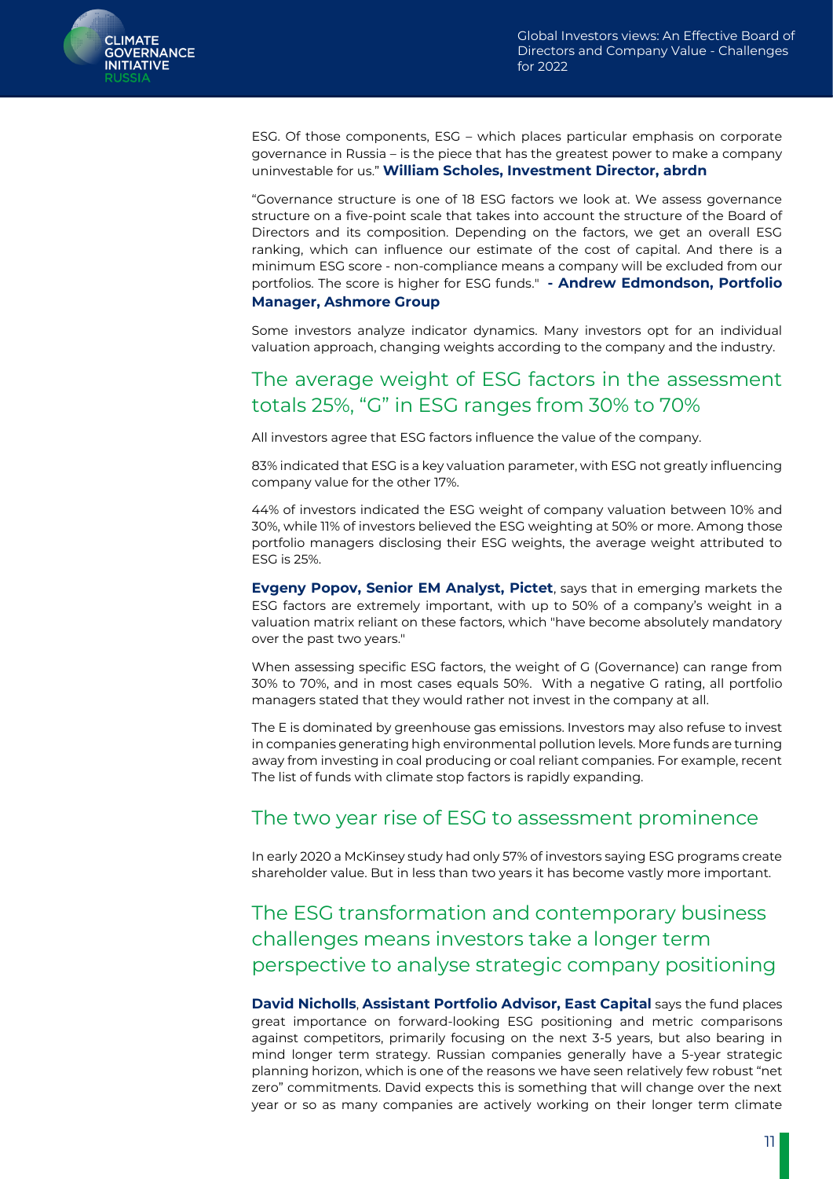ESG. Of those components, ESG – which places particular emphasis on corporate governance in Russia – is the piece that has the greatest power to make a company uninvestable for us." **William Scholes, Investment Director, abrdn**

"Governance structure is one of 18 ESG factors we look at. We assess governance structure on a five-point scale that takes into account the structure of the Board of Directors and its composition. Depending on the factors, we get an overall ESG ranking, which can influence our estimate of the cost of capital. And there is a minimum ESG score - non-compliance means a company will be excluded from our portfolios. The score is higher for ESG funds." **- Andrew Edmondson, Portfolio Manager, Ashmore Group**

Some investors analyze indicator dynamics. Many investors opt for an individual valuation approach, changing weights according to the company and the industry.

## The average weight of ESG factors in the assessment totals 25%, "G" in ESG ranges from 30% to 70%

All investors agree that ESG factors influence the value of the company.

83% indicated that ESG is a key valuation parameter, with ESG not greatly influencing company value for the other 17%.

44% of investors indicated the ESG weight of company valuation between 10% and 30%, while 11% of investors believed the ESG weighting at 50% or more. Among those portfolio managers disclosing their ESG weights, the average weight attributed to ESG is 25%.

**Evgeny Popov, Senior EM Analyst, Pictet**, says that in emerging markets the ESG factors are extremely important, with up to 50% of a company's weight in a valuation matrix reliant on these factors, which "have become absolutely mandatory over the past two years."

When assessing specific ESG factors, the weight of G (Governance) can range from 30% to 70%, and in most cases equals 50%. With a negative G rating, all portfolio managers stated that they would rather not invest in the company at all.

The E is dominated by greenhouse gas emissions. Investors may also refuse to invest in companies generating high environmental pollution levels. More funds are turning away from investing in coal producing or coal reliant companies. For example, recent The list of funds with climate stop factors is rapidly expanding.

## The two year rise of ESG to assessment prominence

In early 2020 a McKinsey study had only 57% of investors saying ESG programs create shareholder value. But in less than two years it has become vastly more important.

## The ESG transformation and contemporary business challenges means investors take a longer term perspective to analyse strategic company positioning

**David Nicholls**, **Assistant Portfolio Advisor, East Capital** says the fund places great importance on forward-looking ESG positioning and metric comparisons against competitors, primarily focusing on the next 3-5 years, but also bearing in mind longer term strategy. Russian companies generally have a 5-year strategic planning horizon, which is one of the reasons we have seen relatively few robust "net zero" commitments. David expects this is something that will change over the next year or so as many companies are actively working on their longer term climate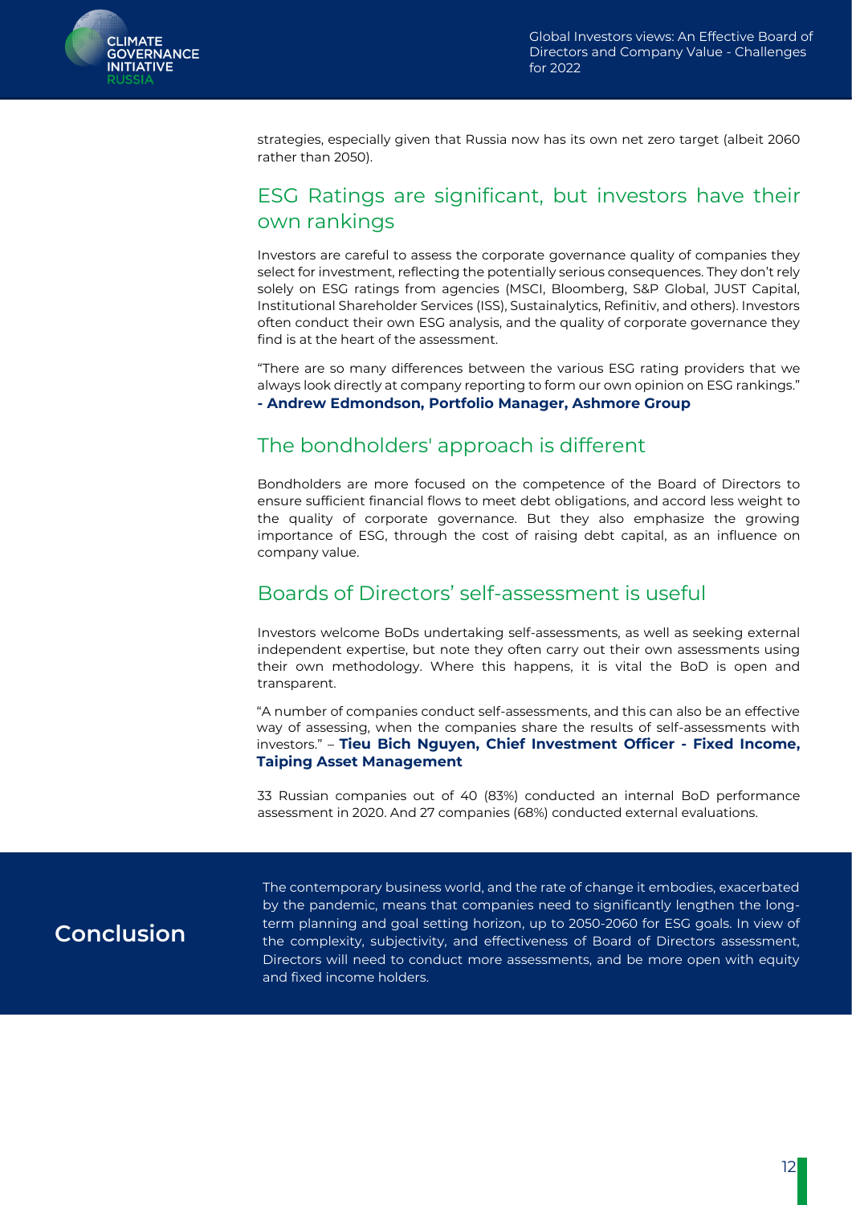strategies, especially given that Russia now has its own net zero target (albeit 2060 rather than 2050).

## ESG Ratings are significant, but investors have their own rankings

Investors are careful to assess the corporate governance quality of companies they select for investment, reflecting the potentially serious consequences. They don't rely solely on ESG ratings from agencies (MSCI, Bloomberg, S&P Global, JUST Capital, Institutional Shareholder Services (ISS), Sustainalytics, Refinitiv, and others). Investors often conduct their own ESG analysis, and the quality of corporate governance they find is at the heart of the assessment.

"There are so many differences between the various ESG rating providers that we always look directly at company reporting to form our own opinion on ESG rankings." **- Andrew Edmondson, Portfolio Manager, Ashmore Group**

## The bondholders' approach is different

Bondholders are more focused on the competence of the Board of Directors to ensure sufficient financial flows to meet debt obligations, and accord less weight to the quality of corporate governance. But they also emphasize the growing importance of ESG, through the cost of raising debt capital, as an influence on company value.

## Boards of Directors' self-assessment is useful

Investors welcome BoDs undertaking self-assessments, as well as seeking external independent expertise, but note they often carry out their own assessments using their own methodology. Where this happens, it is vital the BoD is open and transparent.

"A number of companies conduct self-assessments, and this can also be an effective way of assessing, when the companies share the results of self-assessments with investors." – **Tieu Bich Nguyen, Chief Investment Officer - Fixed Income, Taiping Asset Management**

33 Russian companies out of 40 (83%) conducted an internal BoD performance assessment in 2020. And 27 companies (68%) conducted external evaluations.

## Conclusion

The contemporary business world, and the rate of change it embodies, exacerbated by the pandemic, means that companies need to significantly lengthen the long-term planning and goal setting horizon, up to 2050-2060 for ESG goals. In view of the complexity, subjectivity, and effectiveness of Board of Directors assessment, Directors will need to conduct more assessments, and be more open with equity and fixed income holders.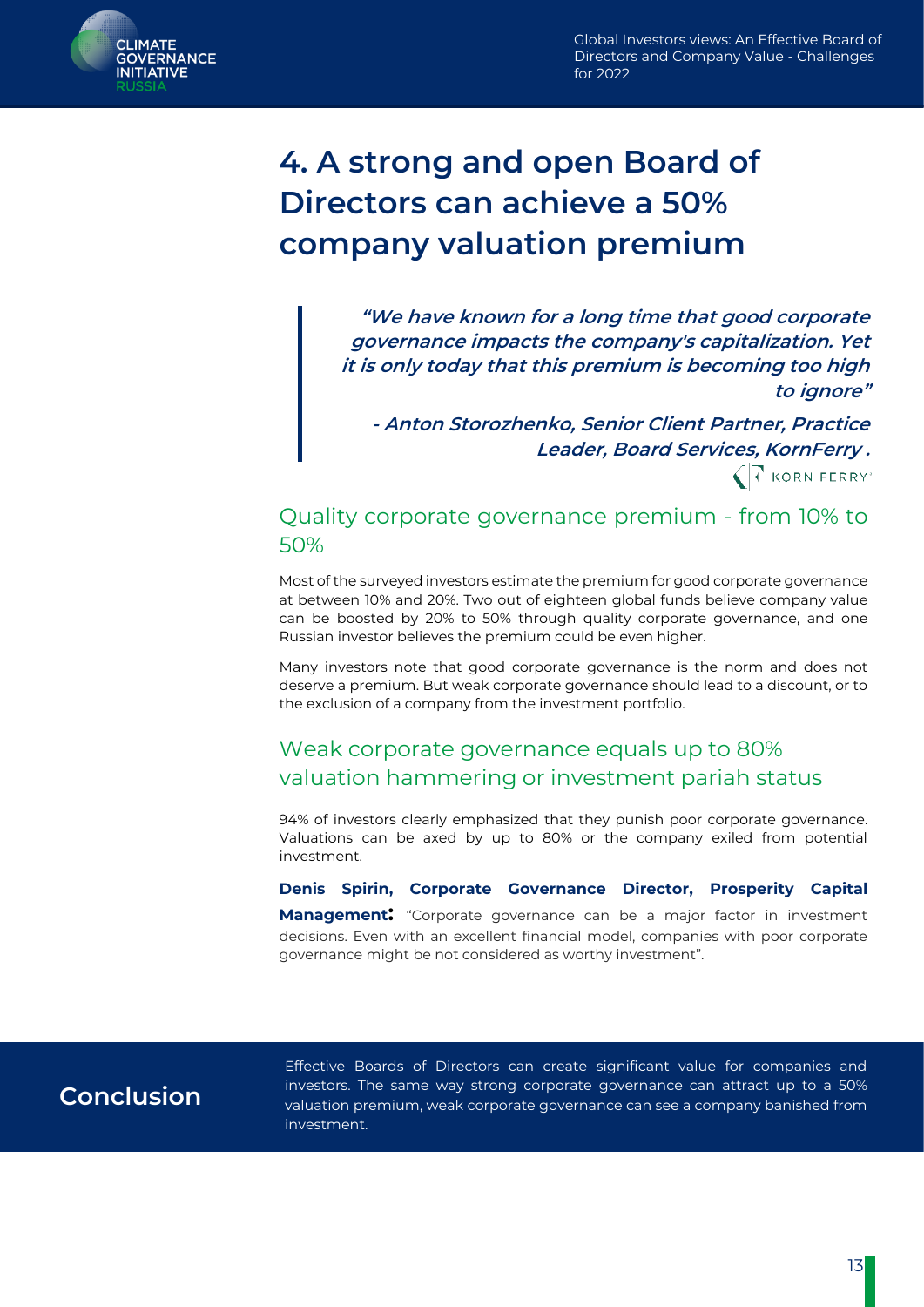# 4. A strong and open Board of Directors can achieve a 50% company valuation premium

> ***"We have known for a long time that good corporate governance impacts the company's capitalization. Yet it is only today that this premium is becoming too high to ignore"***
>
> ***- Anton Storozhenko, Senior Client Partner, Practice Leader, Board Services, KornFerry .***

KORN FERRY

## Quality corporate governance premium - from 10% to 50%

Most of the surveyed investors estimate the premium for good corporate governance at between 10% and 20%. Two out of eighteen global funds believe company value can be boosted by 20% to 50% through quality corporate governance, and one Russian investor believes the premium could be even higher.

Many investors note that good corporate governance is the norm and does not deserve a premium. But weak corporate governance should lead to a discount, or to the exclusion of a company from the investment portfolio.

## Weak corporate governance equals up to 80% valuation hammering or investment pariah status

94% of investors clearly emphasized that they punish poor corporate governance. Valuations can be axed by up to 80% or the company exiled from potential investment.

**Denis Spirin, Corporate Governance Director, Prosperity Capital Management:** "Corporate governance can be a major factor in investment decisions. Even with an excellent financial model, companies with poor corporate governance might be not considered as worthy investment".

## Conclusion

Effective Boards of Directors can create significant value for companies and investors. The same way strong corporate governance can attract up to a 50% valuation premium, weak corporate governance can see a company banished from investment.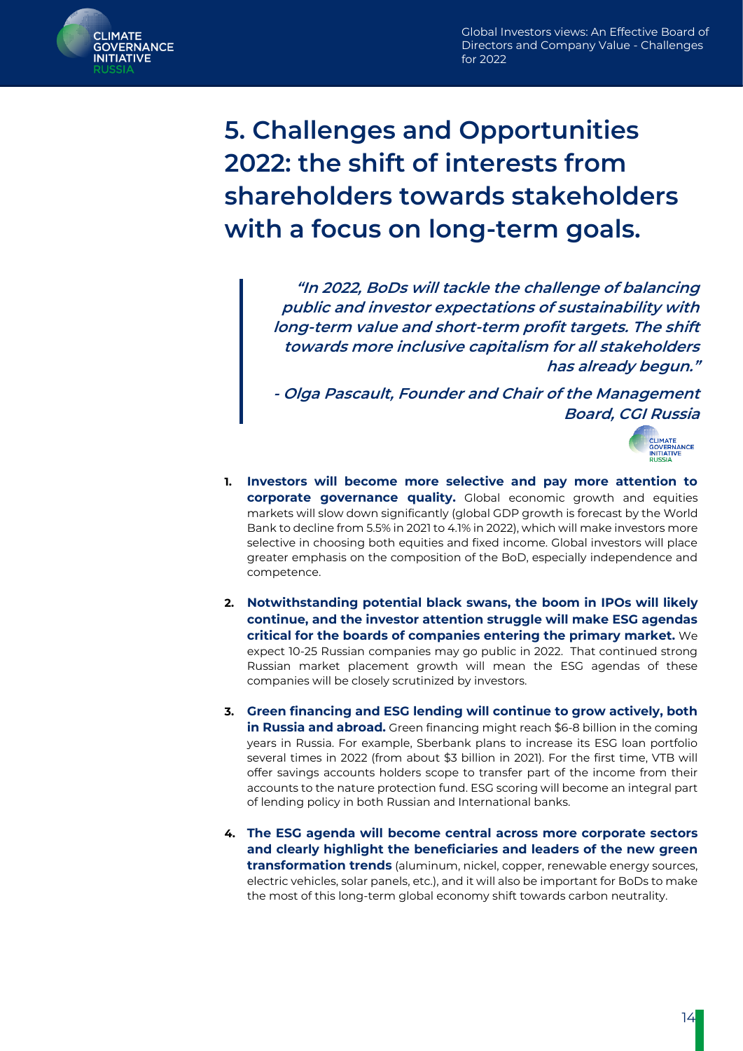# 5. Challenges and Opportunities 2022: the shift of interests from shareholders towards stakeholders with a focus on long-term goals.

> ***"In 2022, BoDs will tackle the challenge of balancing public and investor expectations of sustainability with long-term value and short-term profit targets. The shift towards more inclusive capitalism for all stakeholders has already begun."***
>
> ***- Olga Pascault, Founder and Chair of the Management Board, CGI Russia***

1. **Investors will become more selective and pay more attention to corporate governance quality.** Global economic growth and equities markets will slow down significantly (global GDP growth is forecast by the World Bank to decline from 5.5% in 2021 to 4.1% in 2022), which will make investors more selective in choosing both equities and fixed income. Global investors will place greater emphasis on the composition of the BoD, especially independence and competence.

2. **Notwithstanding potential black swans, the boom in IPOs will likely continue, and the investor attention struggle will make ESG agendas critical for the boards of companies entering the primary market.** We expect 10-25 Russian companies may go public in 2022. That continued strong Russian market placement growth will mean the ESG agendas of these companies will be closely scrutinized by investors.

3. **Green financing and ESG lending will continue to grow actively, both in Russia and abroad.** Green financing might reach $6-8 billion in the coming years in Russia. For example, Sberbank plans to increase its ESG loan portfolio several times in 2022 (from about $3 billion in 2021). For the first time, VTB will offer savings accounts holders scope to transfer part of the income from their accounts to the nature protection fund. ESG scoring will become an integral part of lending policy in both Russian and International banks.

4. **The ESG agenda will become central across more corporate sectors and clearly highlight the beneficiaries and leaders of the new green transformation trends** (aluminum, nickel, copper, renewable energy sources, electric vehicles, solar panels, etc.), and it will also be important for BoDs to make the most of this long-term global economy shift towards carbon neutrality.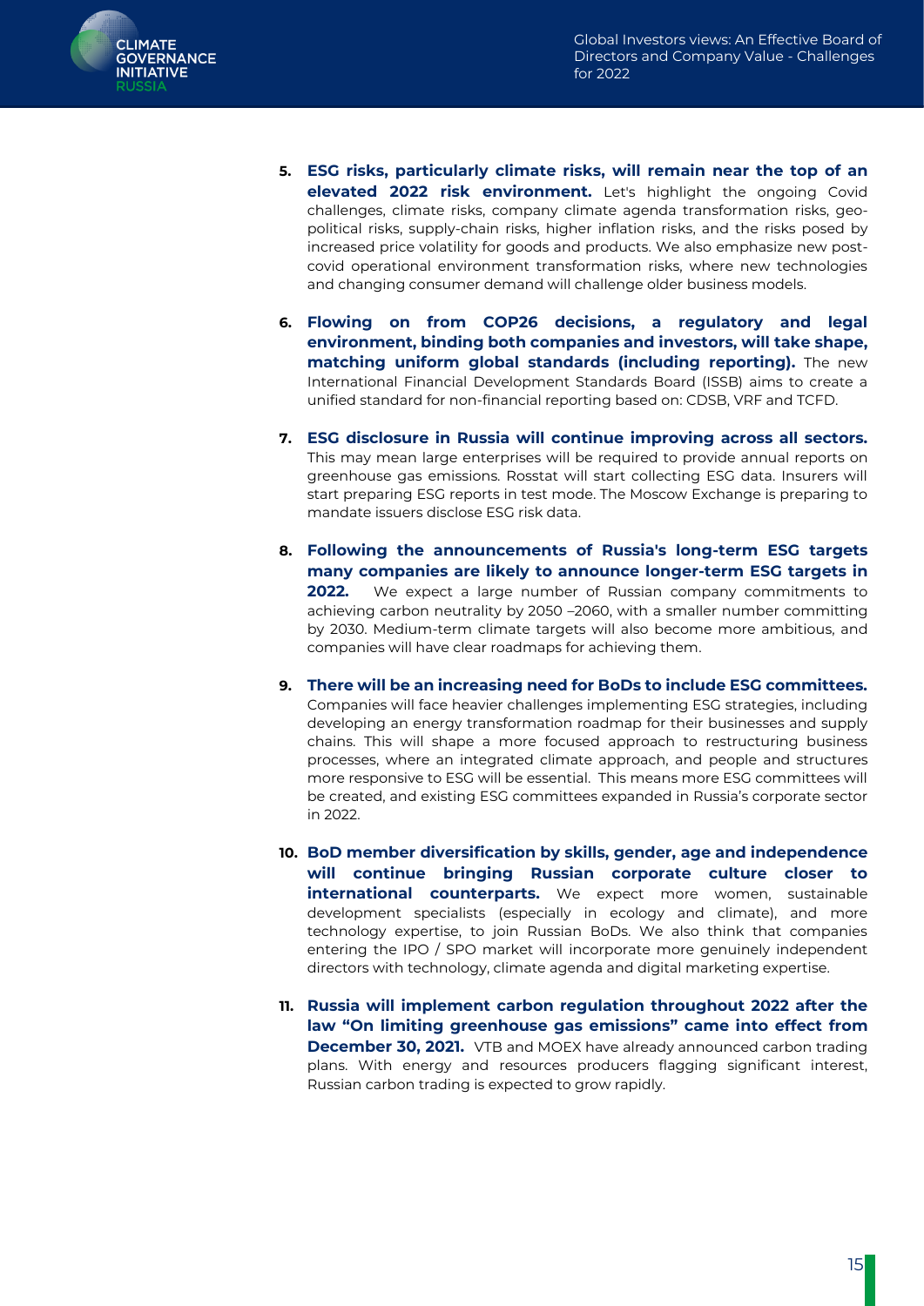5. **ESG risks, particularly climate risks, will remain near the top of an elevated 2022 risk environment.** Let's highlight the ongoing Covid challenges, climate risks, company climate agenda transformation risks, geo-political risks, supply-chain risks, higher inflation risks, and the risks posed by increased price volatility for goods and products. We also emphasize new post-covid operational environment transformation risks, where new technologies and changing consumer demand will challenge older business models.

6. **Flowing on from COP26 decisions, a regulatory and legal environment, binding both companies and investors, will take shape, matching uniform global standards (including reporting).** The new International Financial Development Standards Board (ISSB) aims to create a unified standard for non-financial reporting based on: CDSB, VRF and TCFD.

7. **ESG disclosure in Russia will continue improving across all sectors.** This may mean large enterprises will be required to provide annual reports on greenhouse gas emissions. Rosstat will start collecting ESG data. Insurers will start preparing ESG reports in test mode. The Moscow Exchange is preparing to mandate issuers disclose ESG risk data.

8. **Following the announcements of Russia's long-term ESG targets many companies are likely to announce longer-term ESG targets in 2022.** We expect a large number of Russian company commitments to achieving carbon neutrality by 2050 –2060, with a smaller number committing by 2030. Medium-term climate targets will also become more ambitious, and companies will have clear roadmaps for achieving them.

9. **There will be an increasing need for BoDs to include ESG committees.** Companies will face heavier challenges implementing ESG strategies, including developing an energy transformation roadmap for their businesses and supply chains. This will shape a more focused approach to restructuring business processes, where an integrated climate approach, and people and structures more responsive to ESG will be essential. This means more ESG committees will be created, and existing ESG committees expanded in Russia's corporate sector in 2022.

10. **BoD member diversification by skills, gender, age and independence will continue bringing Russian corporate culture closer to international counterparts.** We expect more women, sustainable development specialists (especially in ecology and climate), and more technology expertise, to join Russian BoDs. We also think that companies entering the IPO / SPO market will incorporate more genuinely independent directors with technology, climate agenda and digital marketing expertise.

11. **Russia will implement carbon regulation throughout 2022 after the law "On limiting greenhouse gas emissions" came into effect from December 30, 2021.** VTB and MOEX have already announced carbon trading plans. With energy and resources producers flagging significant interest, Russian carbon trading is expected to grow rapidly.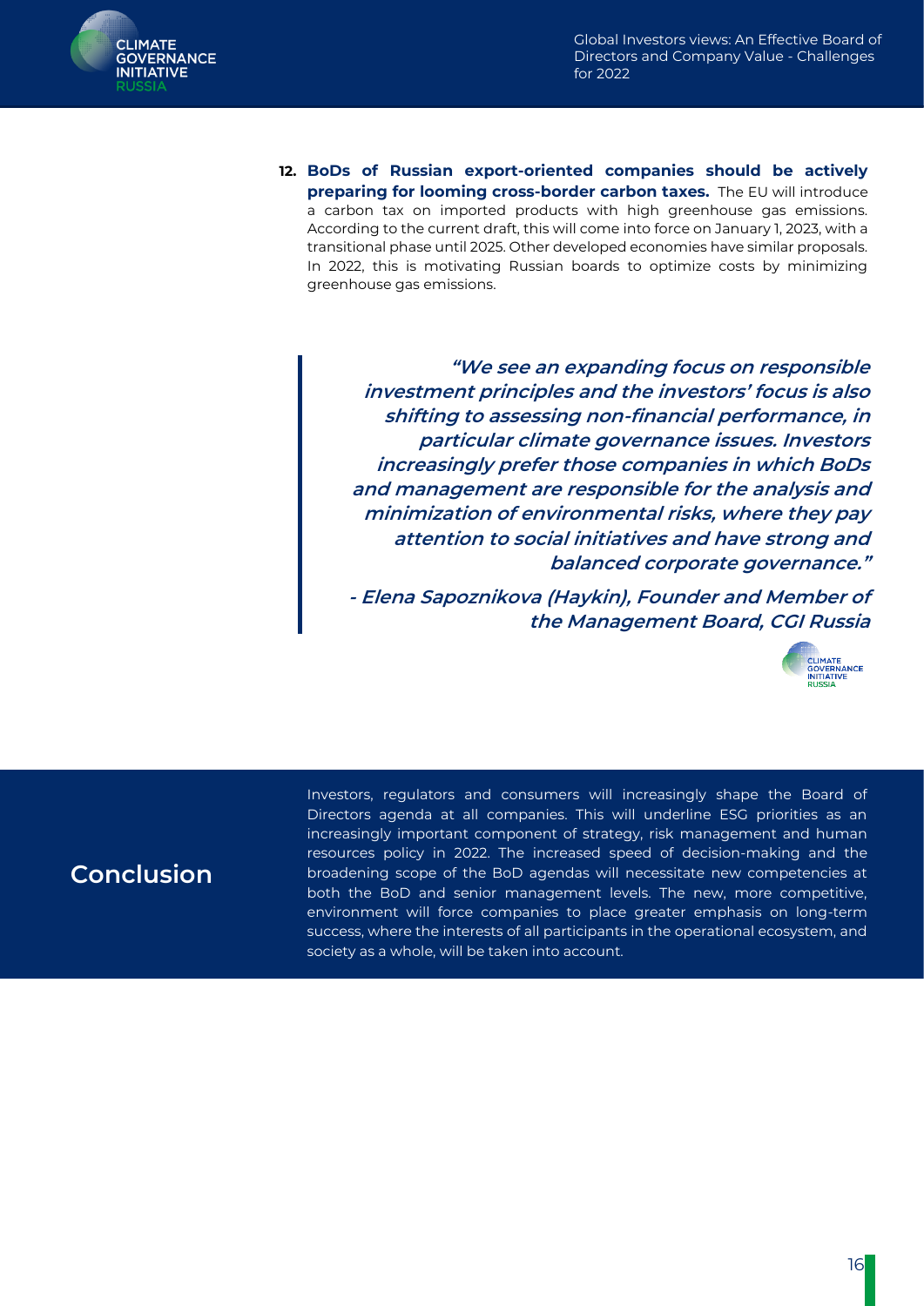12. **BoDs of Russian export-oriented companies should be actively preparing for looming cross-border carbon taxes.** The EU will introduce a carbon tax on imported products with high greenhouse gas emissions. According to the current draft, this will come into force on January 1, 2023, with a transitional phase until 2025. Other developed economies have similar proposals. In 2022, this is motivating Russian boards to optimize costs by minimizing greenhouse gas emissions.

> ***"We see an expanding focus on responsible investment principles and the investors' focus is also shifting to assessing non-financial performance, in particular climate governance issues. Investors increasingly prefer those companies in which BoDs and management are responsible for the analysis and minimization of environmental risks, where they pay attention to social initiatives and have strong and balanced corporate governance."***
>
> ***- Elena Sapoznikova (Haykin), Founder and Member of the Management Board, CGI Russia***

## Conclusion

Investors, regulators and consumers will increasingly shape the Board of Directors agenda at all companies. This will underline ESG priorities as an increasingly important component of strategy, risk management and human resources policy in 2022. The increased speed of decision-making and the broadening scope of the BoD agendas will necessitate new competencies at both the BoD and senior management levels. The new, more competitive, environment will force companies to place greater emphasis on long-term success, where the interests of all participants in the operational ecosystem, and society as a whole, will be taken into account.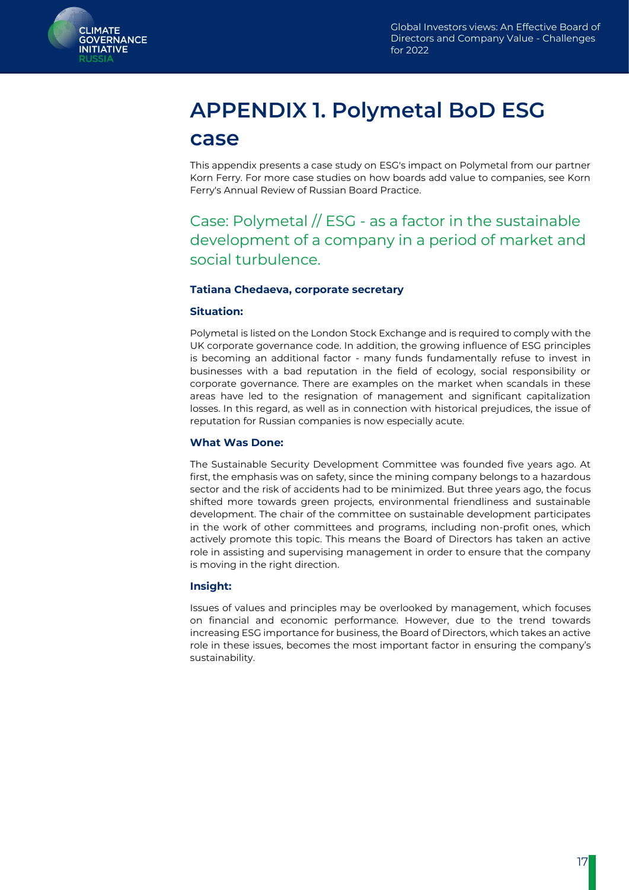# APPENDIX 1. Polymetal BoD ESG case

This appendix presents a case study on ESG's impact on Polymetal from our partner Korn Ferry. For more case studies on how boards add value to companies, see Korn Ferry's Annual Review of Russian Board Practice.

## Case: Polymetal // ESG - as a factor in the sustainable development of a company in a period of market and social turbulence.

**Tatiana Chedaeva, corporate secretary**

**Situation:**

Polymetal is listed on the London Stock Exchange and is required to comply with the UK corporate governance code. In addition, the growing influence of ESG principles is becoming an additional factor - many funds fundamentally refuse to invest in businesses with a bad reputation in the field of ecology, social responsibility or corporate governance. There are examples on the market when scandals in these areas have led to the resignation of management and significant capitalization losses. In this regard, as well as in connection with historical prejudices, the issue of reputation for Russian companies is now especially acute.

**What Was Done:**

The Sustainable Security Development Committee was founded five years ago. At first, the emphasis was on safety, since the mining company belongs to a hazardous sector and the risk of accidents had to be minimized. But three years ago, the focus shifted more towards green projects, environmental friendliness and sustainable development. The chair of the committee on sustainable development participates in the work of other committees and programs, including non-profit ones, which actively promote this topic. This means the Board of Directors has taken an active role in assisting and supervising management in order to ensure that the company is moving in the right direction.

**Insight:**

Issues of values and principles may be overlooked by management, which focuses on financial and economic performance. However, due to the trend towards increasing ESG importance for business, the Board of Directors, which takes an active role in these issues, becomes the most important factor in ensuring the company's sustainability.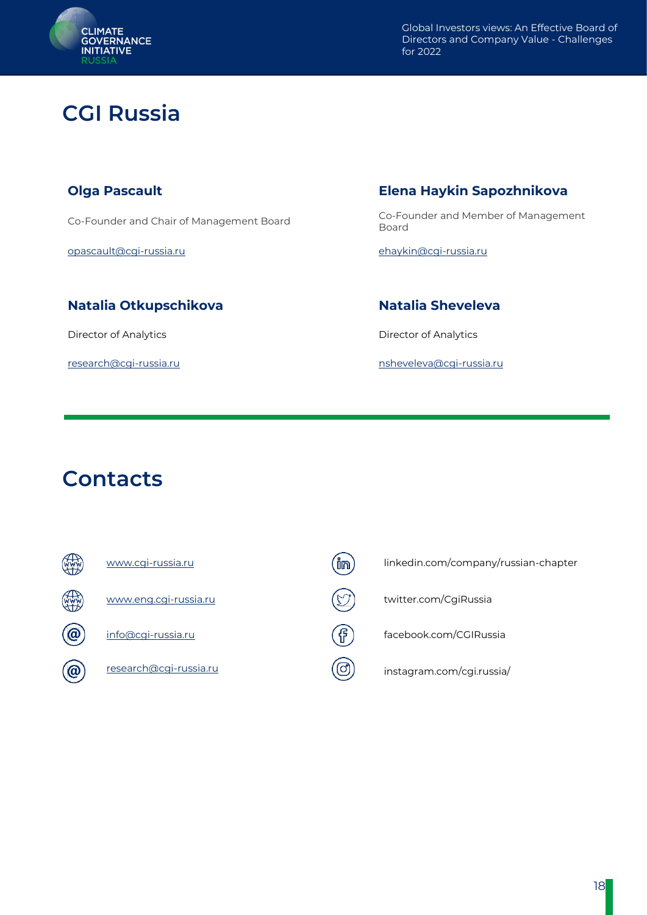## CGI Russia

### Olga Pascault

Co-Founder and Chair of Management Board

opascault@cgi-russia.ru

### Elena Haykin Sapozhnikova

Co-Founder and Member of Management Board

ehaykin@cgi-russia.ru

### Natalia Otkupschikova

Director of Analytics

research@cgi-russia.ru

### Natalia Sheveleva

Director of Analytics

nsheveleva@cgi-russia.ru

## Contacts

www.cgi-russia.ru

www.eng.cgi-russia.ru

info@cgi-russia.ru

research@cgi-russia.ru

linkedin.com/company/russian-chapter

twitter.com/CgiRussia

facebook.com/CGIRussia

instagram.com/cgi.russia/